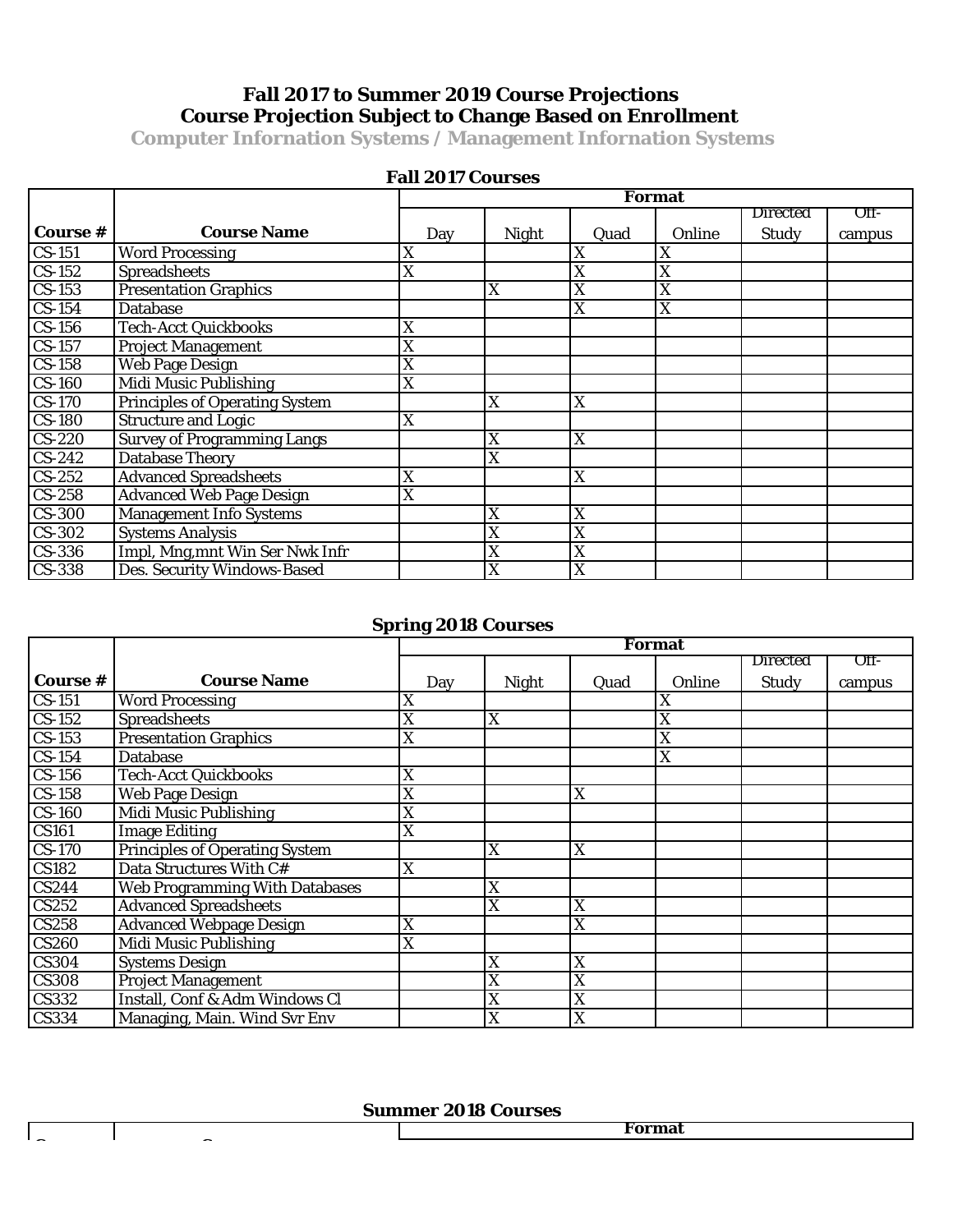# Fall 2017 to Summer 2019 Course Projections
# Course Projection Subject to Change Based on Enrollment
## Computer Infornation Systems / Management Infornation Systems

### Fall 2017 Courses

| Course # | Course Name | Format | | | | | |
|---|---|---|---|---|---|---|---|
| | | Day | Night | Quad | Online | Directed Study | Off-campus |
| CS-151 | Word Processing | X | | X | X | | |
| CS-152 | Spreadsheets | X | | X | X | | |
| CS-153 | Presentation Graphics | | X | X | X | | |
| CS-154 | Database | | | X | X | | |
| CS-156 | Tech-Acct Quickbooks | X | | | | | |
| CS-157 | Project Management | X | | | | | |
| CS-158 | Web Page Design | X | | | | | |
| CS-160 | Midi Music Publishing | X | | | | | |
| CS-170 | Principles of Operating System | | X | X | | | |
| CS-180 | Structure and Logic | X | | | | | |
| CS-220 | Survey of Programming Langs | | X | X | | | |
| CS-242 | Database Theory | | X | | | | |
| CS-252 | Advanced Spreadsheets | X | | X | | | |
| CS-258 | Advanced Web Page Design | X | | | | | |
| CS-300 | Management Info Systems | | X | X | | | |
| CS-302 | Systems Analysis | | X | X | | | |
| CS-336 | Impl, Mng,mnt Win Ser Nwk Infr | | X | X | | | |
| CS-338 | Des. Security Windows-Based | | X | X | | | |

### Spring 2018 Courses

| Course # | Course Name | Format | | | | | |
|---|---|---|---|---|---|---|---|
| | | Day | Night | Quad | Online | Directed Study | Off-campus |
| CS-151 | Word Processing | X | | | X | | |
| CS-152 | Spreadsheets | X | X | | X | | |
| CS-153 | Presentation Graphics | X | | | X | | |
| CS-154 | Database | | | | X | | |
| CS-156 | Tech-Acct Quickbooks | X | | | | | |
| CS-158 | Web Page Design | X | | X | | | |
| CS-160 | Midi Music Publishing | X | | | | | |
| CS161 | Image Editing | X | | | | | |
| CS-170 | Principles of Operating System | | X | X | | | |
| CS182 | Data Structures With C# | X | | | | | |
| CS244 | Web Programming With Databases | | X | | | | |
| CS252 | Advanced Spreadsheets | | X | X | | | |
| CS258 | Advanced Webpage Design | X | | X | | | |
| CS260 | Midi Music Publishing | X | | | | | |
| CS304 | Systems Design | | X | X | | | |
| CS308 | Project Management | | X | X | | | |
| CS332 | Install, Conf & Adm Windows Cl | | X | X | | | |
| CS334 | Managing, Main. Wind Svr Env | | X | X | | | |

### Summer 2018 Courses

| Course # | Course Name | Format | | | | | |
|---|---|---|---|---|---|---|---|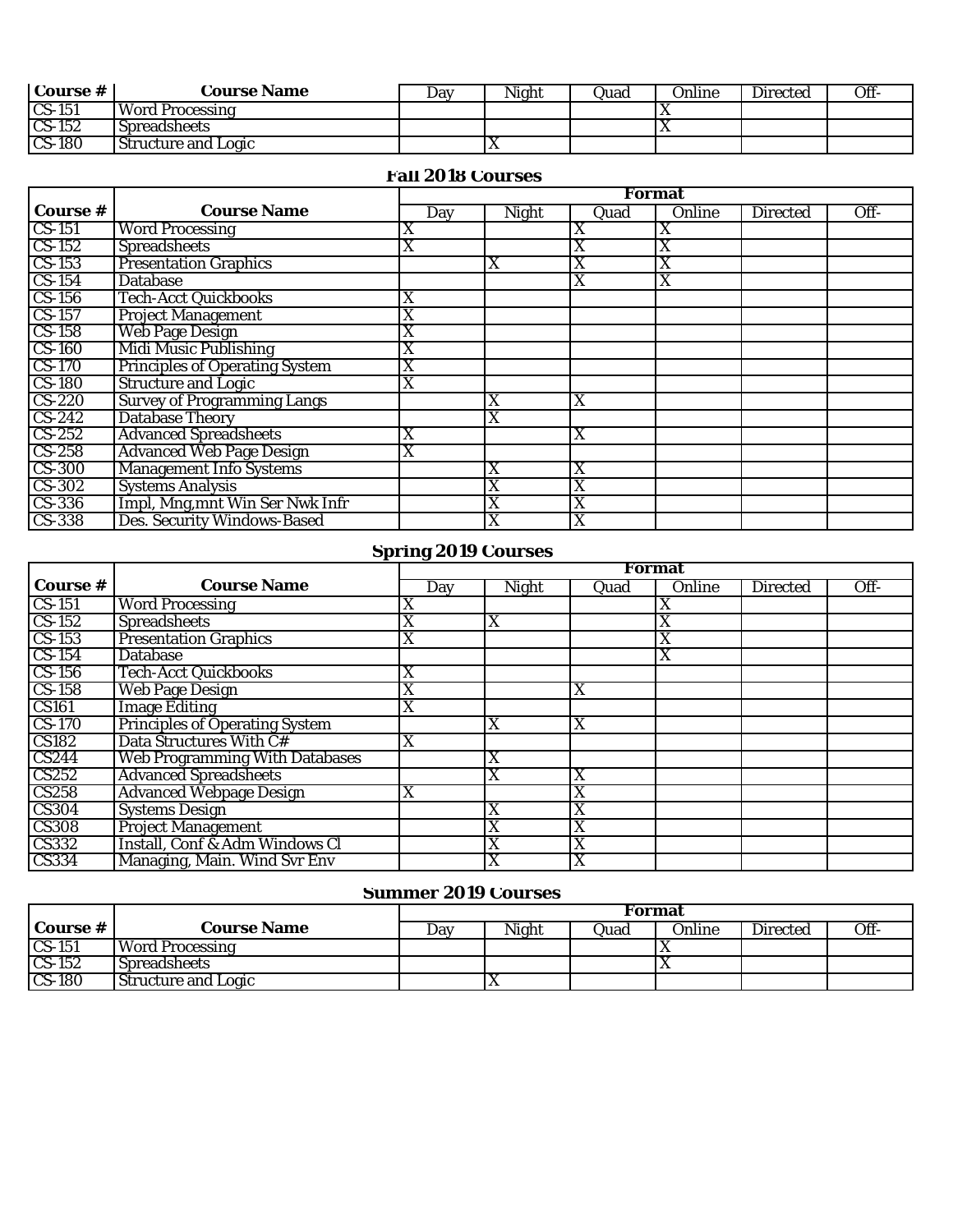| Course # | Course Name | Day | Night | Quad | Online | Directed | Off- |
|---|---|---|---|---|---|---|---|
| CS-151 | Word Processing | | | | X | | |
| CS-152 | Spreadsheets | | | | X | | |
| CS-180 | Structure and Logic | | X | | | | |

## Fall 2018 Courses

| Course # | Course Name | Format | | | | | |
|---|---|---|---|---|---|---|---|
| | | Day | Night | Quad | Online | Directed | Off- |
| CS-151 | Word Processing | X | | X | X | | |
| CS-152 | Spreadsheets | X | | X | X | | |
| CS-153 | Presentation Graphics | | X | X | X | | |
| CS-154 | Database | | | X | X | | |
| CS-156 | Tech-Acct Quickbooks | X | | | | | |
| CS-157 | Project Management | X | | | | | |
| CS-158 | Web Page Design | X | | | | | |
| CS-160 | Midi Music Publishing | X | | | | | |
| CS-170 | Principles of Operating System | X | | | | | |
| CS-180 | Structure and Logic | X | | | | | |
| CS-220 | Survey of Programming Langs | | X | X | | | |
| CS-242 | Database Theory | | X | | | | |
| CS-252 | Advanced Spreadsheets | X | | X | | | |
| CS-258 | Advanced Web Page Design | X | | | | | |
| CS-300 | Management Info Systems | | X | X | | | |
| CS-302 | Systems Analysis | | X | X | | | |
| CS-336 | Impl, Mng,mnt Win Ser Nwk Infr | | X | X | | | |
| CS-338 | Des. Security Windows-Based | | X | X | | | |

## Spring 2019 Courses

| Course # | Course Name | Format | | | | | |
|---|---|---|---|---|---|---|---|
| | | Day | Night | Quad | Online | Directed | Off- |
| CS-151 | Word Processing | X | | | X | | |
| CS-152 | Spreadsheets | X | X | | X | | |
| CS-153 | Presentation Graphics | X | | | X | | |
| CS-154 | Database | | | | X | | |
| CS-156 | Tech-Acct Quickbooks | X | | | | | |
| CS-158 | Web Page Design | X | | X | | | |
| CS161 | Image Editing | X | | | | | |
| CS-170 | Principles of Operating System | | X | X | | | |
| CS182 | Data Structures With C# | X | | | | | |
| CS244 | Web Programming With Databases | | X | | | | |
| CS252 | Advanced Spreadsheets | | X | X | | | |
| CS258 | Advanced Webpage Design | X | | X | | | |
| CS304 | Systems Design | | X | X | | | |
| CS308 | Project Management | | X | X | | | |
| CS332 | Install, Conf & Adm Windows Cl | | X | X | | | |
| CS334 | Managing, Main. Wind Svr Env | | X | X | | | |

## Summer 2019 Courses

| Course # | Course Name | Format | | | | | |
|---|---|---|---|---|---|---|---|
| | | Day | Night | Quad | Online | Directed | Off- |
| CS-151 | Word Processing | | | | X | | |
| CS-152 | Spreadsheets | | | | X | | |
| CS-180 | Structure and Logic | | X | | | | |